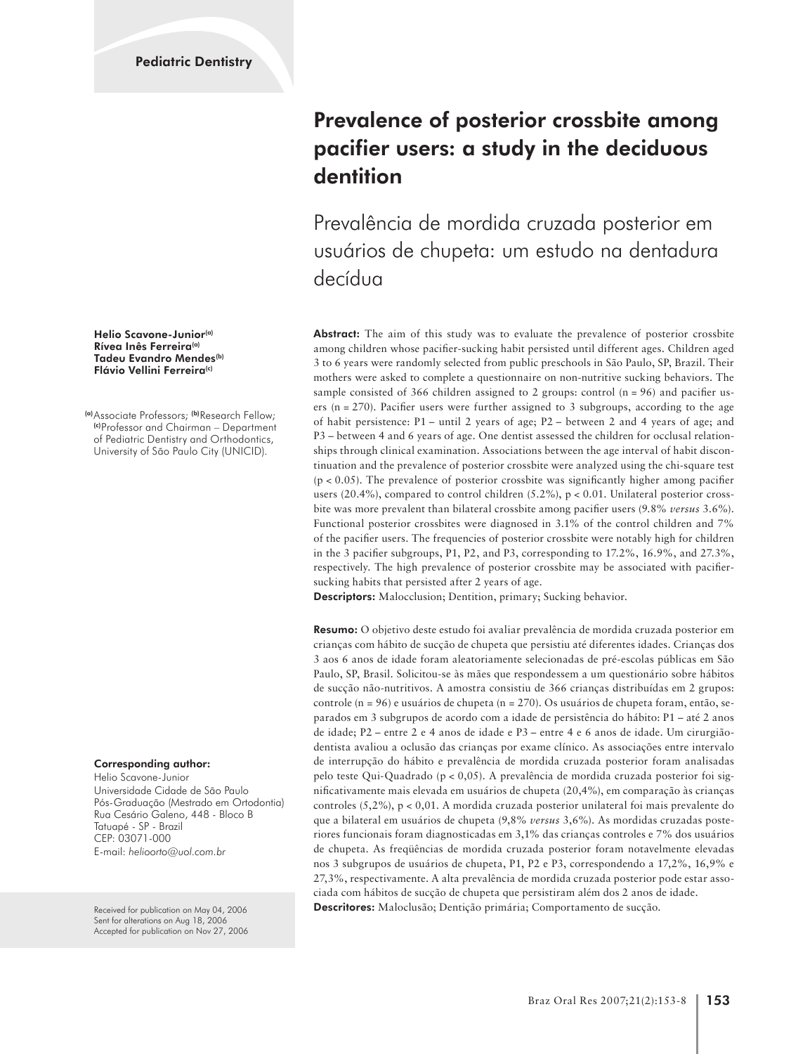Pediatric Dentistry

# Prevalence of posterior crossbite among pacifier users: a study in the deciduous dentition

## Prevalência de mordida cruzada posterior em usuários de chupeta: um estudo na dentadura decídua

**Helio Scavone-Junior[a]**
**Rívea Inês Ferreira[a]**
**Tadeu Evandro Mendes[b]**
**Flávio Vellini Ferreira[c]**

[a] Associate Professors; [b] Research Fellow; [c] Professor and Chairman – Department of Pediatric Dentistry and Orthodontics, University of São Paulo City (UNICID).

**Abstract:** The aim of this study was to evaluate the prevalence of posterior crossbite among children whose pacifier-sucking habit persisted until different ages. Children aged 3 to 6 years were randomly selected from public preschools in São Paulo, SP, Brazil. Their mothers were asked to complete a questionnaire on non-nutritive sucking behaviors. The sample consisted of 366 children assigned to 2 groups: control (n = 96) and pacifier users (n = 270). Pacifier users were further assigned to 3 subgroups, according to the age of habit persistence: P1 – until 2 years of age; P2 – between 2 and 4 years of age; and P3 – between 4 and 6 years of age. One dentist assessed the children for occlusal relationships through clinical examination. Associations between the age interval of habit discontinuation and the prevalence of posterior crossbite were analyzed using the chi-square test ($p < 0.05$). The prevalence of posterior crossbite was significantly higher among pacifier users (20.4%), compared to control children (5.2%), $p < 0.01$. Unilateral posterior crossbite was more prevalent than bilateral crossbite among pacifier users (9.8% *versus* 3.6%). Functional posterior crossbites were diagnosed in 3.1% of the control children and 7% of the pacifier users. The frequencies of posterior crossbite were notably high for children in the 3 pacifier subgroups, P1, P2, and P3, corresponding to 17.2%, 16.9%, and 27.3%, respectively. The high prevalence of posterior crossbite may be associated with pacifier-sucking habits that persisted after 2 years of age.

**Descriptors:** Malocclusion; Dentition, primary; Sucking behavior.

**Resumo:** O objetivo deste estudo foi avaliar prevalência de mordida cruzada posterior em crianças com hábito de sucção de chupeta que persistiu até diferentes idades. Crianças dos 3 aos 6 anos de idade foram aleatoriamente selecionadas de pré-escolas públicas em São Paulo, SP, Brasil. Solicitou-se às mães que respondessem a um questionário sobre hábitos de sucção não-nutritivos. A amostra consistiu de 366 crianças distribuídas em 2 grupos: controle (n = 96) e usuários de chupeta (n = 270). Os usuários de chupeta foram, então, separados em 3 subgrupos de acordo com a idade de persistência do hábito: P1 – até 2 anos de idade; P2 – entre 2 e 4 anos de idade e P3 – entre 4 e 6 anos de idade. Um cirurgião-dentista avaliou a oclusão das crianças por exame clínico. As associações entre intervalo de interrupção do hábito e prevalência de mordida cruzada posterior foram analisadas pelo teste Qui-Quadrado ($p < 0,05$). A prevalência de mordida cruzada posterior foi significativamente mais elevada em usuários de chupeta (20,4%), em comparação às crianças controles (5,2%), $p < 0,01$. A mordida cruzada posterior unilateral foi mais prevalente do que a bilateral em usuários de chupeta (9,8% *versus* 3,6%). As mordidas cruzadas posteriores funcionais foram diagnosticadas em 3,1% das crianças controles e 7% dos usuários de chupeta. As freqüências de mordida cruzada posterior foram notavelmente elevadas nos 3 subgrupos de usuários de chupeta, P1, P2 e P3, correspondendo a 17,2%, 16,9% e 27,3%, respectivamente. A alta prevalência de mordida cruzada posterior pode estar associada com hábitos de sucção de chupeta que persistiram além dos 2 anos de idade.

**Descritores:** Maloclusão; Dentição primária; Comportamento de sucção.

**Corresponding author:**
Helio Scavone-Junior
Universidade Cidade de São Paulo
Pós-Graduação (Mestrado em Ortodontia)
Rua Cesário Galeno, 448 - Bloco B
Tatuapé - SP - Brazil
CEP: 03071-000
E-mail: *helioorto@uol.com.br*

Received for publication on May 04, 2006
Sent for alterations on Aug 18, 2006
Accepted for publication on Nov 27, 2006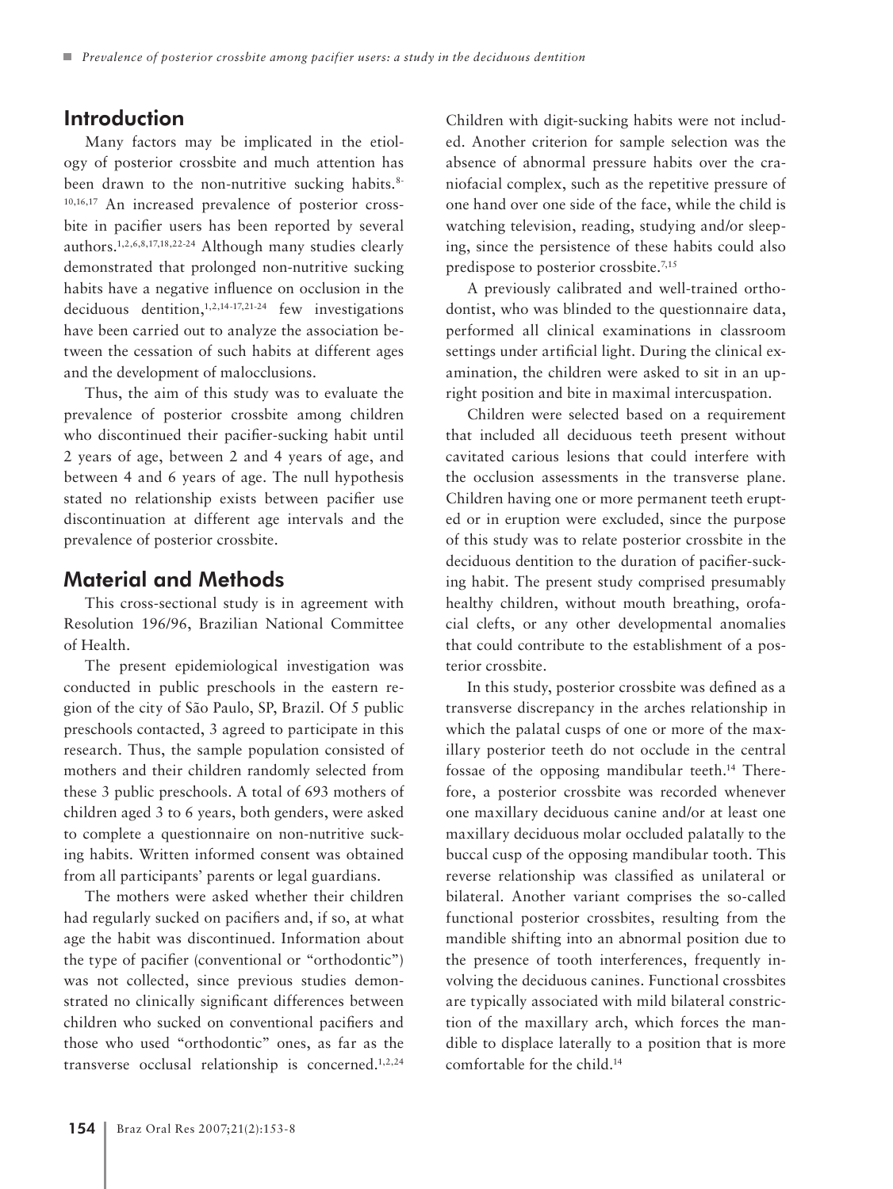## Introduction

Many factors may be implicated in the etiology of posterior crossbite and much attention has been drawn to the non-nutritive sucking habits.[8-10,16,17] An increased prevalence of posterior crossbite in pacifier users has been reported by several authors.[1,2,6,8,17,18,22-24] Although many studies clearly demonstrated that prolonged non-nutritive sucking habits have a negative influence on occlusion in the deciduous dentition,[1,2,14-17,21-24] few investigations have been carried out to analyze the association between the cessation of such habits at different ages and the development of malocclusions.

Thus, the aim of this study was to evaluate the prevalence of posterior crossbite among children who discontinued their pacifier-sucking habit until 2 years of age, between 2 and 4 years of age, and between 4 and 6 years of age. The null hypothesis stated no relationship exists between pacifier use discontinuation at different age intervals and the prevalence of posterior crossbite.

## Material and Methods

This cross-sectional study is in agreement with Resolution 196/96, Brazilian National Committee of Health.

The present epidemiological investigation was conducted in public preschools in the eastern region of the city of São Paulo, SP, Brazil. Of 5 public preschools contacted, 3 agreed to participate in this research. Thus, the sample population consisted of mothers and their children randomly selected from these 3 public preschools. A total of 693 mothers of children aged 3 to 6 years, both genders, were asked to complete a questionnaire on non-nutritive sucking habits. Written informed consent was obtained from all participants' parents or legal guardians.

The mothers were asked whether their children had regularly sucked on pacifiers and, if so, at what age the habit was discontinued. Information about the type of pacifier (conventional or "orthodontic") was not collected, since previous studies demonstrated no clinically significant differences between children who sucked on conventional pacifiers and those who used "orthodontic" ones, as far as the transverse occlusal relationship is concerned.[1,2,24] Children with digit-sucking habits were not included. Another criterion for sample selection was the absence of abnormal pressure habits over the craniofacial complex, such as the repetitive pressure of one hand over one side of the face, while the child is watching television, reading, studying and/or sleeping, since the persistence of these habits could also predispose to posterior crossbite.[7,15]

A previously calibrated and well-trained orthodontist, who was blinded to the questionnaire data, performed all clinical examinations in classroom settings under artificial light. During the clinical examination, the children were asked to sit in an upright position and bite in maximal intercuspation.

Children were selected based on a requirement that included all deciduous teeth present without cavitated carious lesions that could interfere with the occlusion assessments in the transverse plane. Children having one or more permanent teeth erupted or in eruption were excluded, since the purpose of this study was to relate posterior crossbite in the deciduous dentition to the duration of pacifier-sucking habit. The present study comprised presumably healthy children, without mouth breathing, orofacial clefts, or any other developmental anomalies that could contribute to the establishment of a posterior crossbite.

In this study, posterior crossbite was defined as a transverse discrepancy in the arches relationship in which the palatal cusps of one or more of the maxillary posterior teeth do not occlude in the central fossae of the opposing mandibular teeth.[14] Therefore, a posterior crossbite was recorded whenever one maxillary deciduous canine and/or at least one maxillary deciduous molar occluded palatally to the buccal cusp of the opposing mandibular tooth. This reverse relationship was classified as unilateral or bilateral. Another variant comprises the so-called functional posterior crossbites, resulting from the mandible shifting into an abnormal position due to the presence of tooth interferences, frequently involving the deciduous canines. Functional crossbites are typically associated with mild bilateral constriction of the maxillary arch, which forces the mandible to displace laterally to a position that is more comfortable for the child.[14]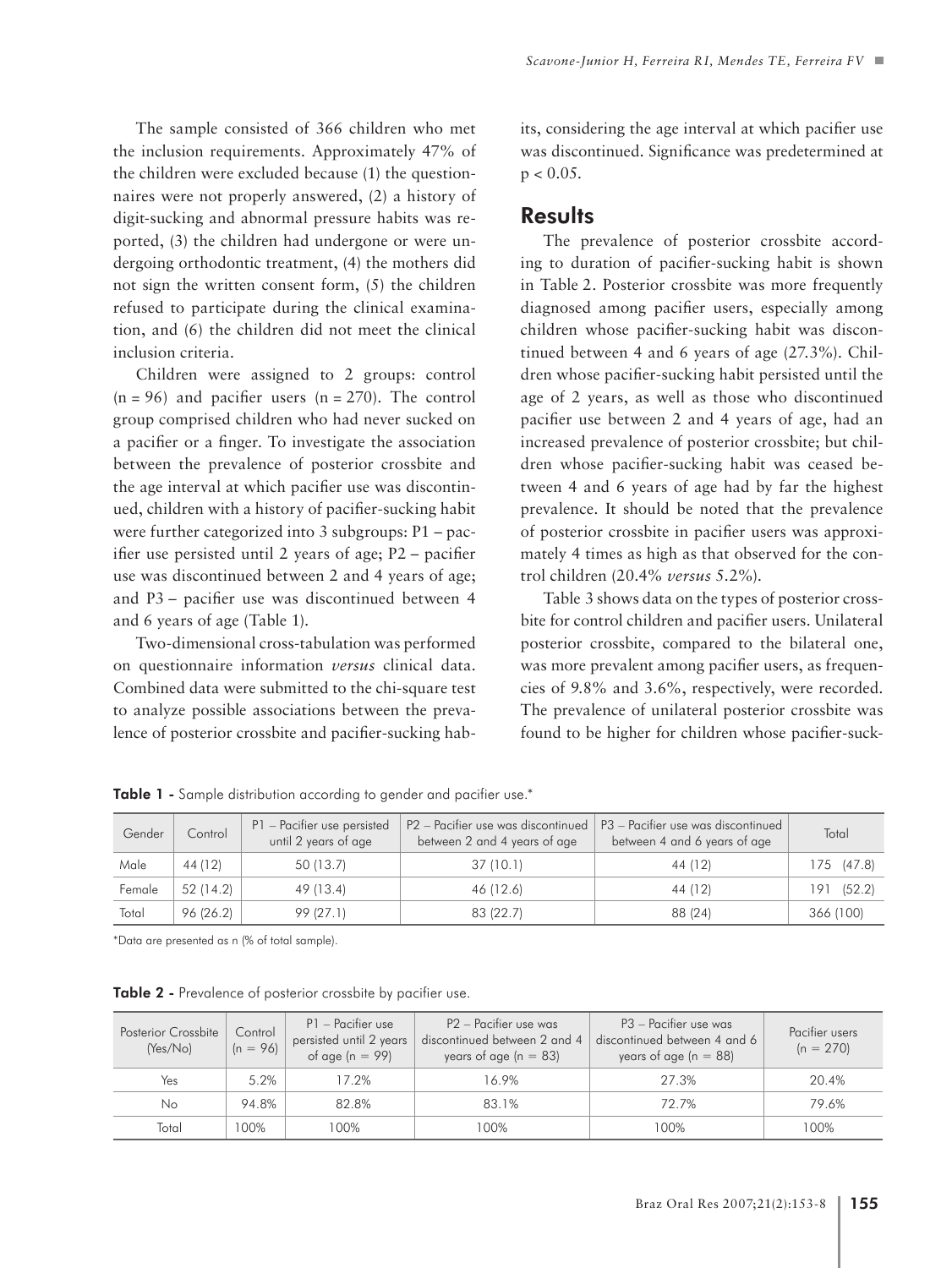The sample consisted of 366 children who met the inclusion requirements. Approximately 47% of the children were excluded because (1) the questionnaires were not properly answered, (2) a history of digit-sucking and abnormal pressure habits was reported, (3) the children had undergone or were undergoing orthodontic treatment, (4) the mothers did not sign the written consent form, (5) the children refused to participate during the clinical examination, and (6) the children did not meet the clinical inclusion criteria.

Children were assigned to 2 groups: control (n = 96) and pacifier users (n = 270). The control group comprised children who had never sucked on a pacifier or a finger. To investigate the association between the prevalence of posterior crossbite and the age interval at which pacifier use was discontinued, children with a history of pacifier-sucking habit were further categorized into 3 subgroups: P1 – pacifier use persisted until 2 years of age; P2 – pacifier use was discontinued between 2 and 4 years of age; and P3 – pacifier use was discontinued between 4 and 6 years of age (Table 1).

Two-dimensional cross-tabulation was performed on questionnaire information *versus* clinical data. Combined data were submitted to the chi-square test to analyze possible associations between the prevalence of posterior crossbite and pacifier-sucking habits, considering the age interval at which pacifier use was discontinued. Significance was predetermined at $p < 0.05$.

## Results

The prevalence of posterior crossbite according to duration of pacifier-sucking habit is shown in Table 2. Posterior crossbite was more frequently diagnosed among pacifier users, especially among children whose pacifier-sucking habit was discontinued between 4 and 6 years of age (27.3%). Children whose pacifier-sucking habit persisted until the age of 2 years, as well as those who discontinued pacifier use between 2 and 4 years of age, had an increased prevalence of posterior crossbite; but children whose pacifier-sucking habit was ceased between 4 and 6 years of age had by far the highest prevalence. It should be noted that the prevalence of posterior crossbite in pacifier users was approximately 4 times as high as that observed for the control children (20.4% *versus* 5.2%).

Table 3 shows data on the types of posterior crossbite for control children and pacifier users. Unilateral posterior crossbite, compared to the bilateral one, was more prevalent among pacifier users, as frequencies of 9.8% and 3.6%, respectively, were recorded. The prevalence of unilateral posterior crossbite was found to be higher for children whose pacifier-suck-

**Table 1 -** Sample distribution according to gender and pacifier use.*

| Gender | Control | P1 – Pacifier use persisted until 2 years of age | P2 – Pacifier use was discontinued between 2 and 4 years of age | P3 – Pacifier use was discontinued between 4 and 6 years of age | Total |
|---|---|---|---|---|---|
| Male | 44 (12) | 50 (13.7) | 37 (10.1) | 44 (12) | 175 (47.8) |
| Female | 52 (14.2) | 49 (13.4) | 46 (12.6) | 44 (12) | 191 (52.2) |
| Total | 96 (26.2) | 99 (27.1) | 83 (22.7) | 88 (24) | 366 (100) |

*Data are presented as n (% of total sample).

**Table 2 -** Prevalence of posterior crossbite by pacifier use.

| Posterior Crossbite (Yes/No) | Control (n = 96) | P1 – Pacifier use persisted until 2 years of age (n = 99) | P2 – Pacifier use was discontinued between 2 and 4 years of age (n = 83) | P3 – Pacifier use was discontinued between 4 and 6 years of age (n = 88) | Pacifier users (n = 270) |
|---|---|---|---|---|---|
| Yes | 5.2% | 17.2% | 16.9% | 27.3% | 20.4% |
| No | 94.8% | 82.8% | 83.1% | 72.7% | 79.6% |
| Total | 100% | 100% | 100% | 100% | 100% |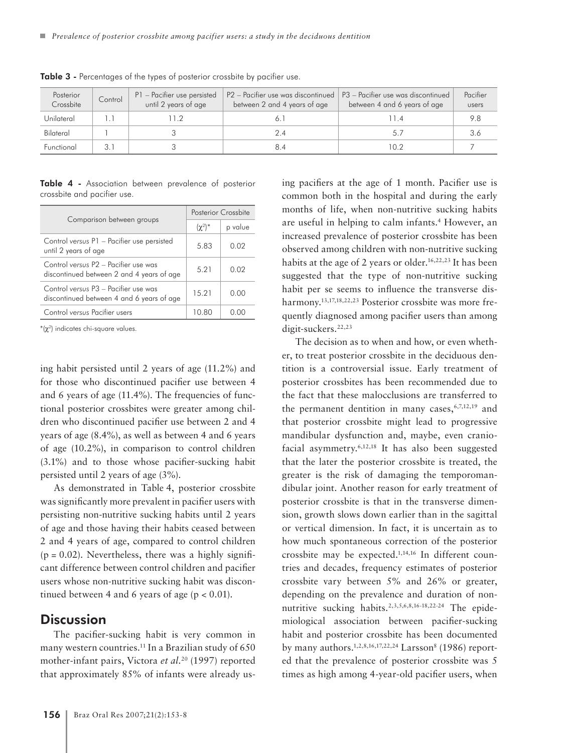**Table 3 -** Percentages of the types of posterior crossbite by pacifier use.

| Posterior Crossbite | Control | P1 – Pacifier use persisted until 2 years of age | P2 – Pacifier use was discontinued between 2 and 4 years of age | P3 – Pacifier use was discontinued between 4 and 6 years of age | Pacifier users |
|---|---|---|---|---|---|
| Unilateral | 1.1 | 11.2 | 6.1 | 11.4 | 9.8 |
| Bilateral | 1 | 3 | 2.4 | 5.7 | 3.6 |
| Functional | 3.1 | 3 | 8.4 | 10.2 | 7 |

**Table 4 -** Association between prevalence of posterior crossbite and pacifier use.

| Comparison between groups | Posterior Crossbite | |
|---|---|---|
| | $(\chi^2)$* | p value |
| Control *versus* P1 – Pacifier use persisted until 2 years of age | 5.83 | 0.02 |
| Control *versus* P2 – Pacifier use was discontinued between 2 and 4 years of age | 5.21 | 0.02 |
| Control *versus* P3 – Pacifier use was discontinued between 4 and 6 years of age | 15.21 | 0.00 |
| Control *versus* Pacifier users | 10.80 | 0.00 |

*$(\chi^2)$ indicates chi-square values.

ing habit persisted until 2 years of age (11.2%) and for those who discontinued pacifier use between 4 and 6 years of age (11.4%). The frequencies of functional posterior crossbites were greater among children who discontinued pacifier use between 2 and 4 years of age (8.4%), as well as between 4 and 6 years of age (10.2%), in comparison to control children (3.1%) and to those whose pacifier-sucking habit persisted until 2 years of age (3%).

As demonstrated in Table 4, posterior crossbite was significantly more prevalent in pacifier users with persisting non-nutritive sucking habits until 2 years of age and those having their habits ceased between 2 and 4 years of age, compared to control children ($p = 0.02$). Nevertheless, there was a highly significant difference between control children and pacifier users whose non-nutritive sucking habit was discontinued between 4 and 6 years of age ($p < 0.01$).

## Discussion

The pacifier-sucking habit is very common in many western countries.[11] In a Brazilian study of 650 mother-infant pairs, Victora *et al.*[20] (1997) reported that approximately 85% of infants were already using pacifiers at the age of 1 month. Pacifier use is common both in the hospital and during the early months of life, when non-nutritive sucking habits are useful in helping to calm infants.[4] However, an increased prevalence of posterior crossbite has been observed among children with non-nutritive sucking habits at the age of 2 years or older.[16,22,23] It has been suggested that the type of non-nutritive sucking habit per se seems to influence the transverse disharmony.[13,17,18,22,23] Posterior crossbite was more frequently diagnosed among pacifier users than among digit-suckers.[22,23]

The decision as to when and how, or even whether, to treat posterior crossbite in the deciduous dentition is a controversial issue. Early treatment of posterior crossbites has been recommended due to the fact that these malocclusions are transferred to the permanent dentition in many cases,[6,7,12,19] and that posterior crossbite might lead to progressive mandibular dysfunction and, maybe, even craniofacial asymmetry.[6,12,18] It has also been suggested that the later the posterior crossbite is treated, the greater is the risk of damaging the temporomandibular joint. Another reason for early treatment of posterior crossbite is that in the transverse dimension, growth slows down earlier than in the sagittal or vertical dimension. In fact, it is uncertain as to how much spontaneous correction of the posterior crossbite may be expected.[1,14,16] In different countries and decades, frequency estimates of posterior crossbite vary between 5% and 26% or greater, depending on the prevalence and duration of non-nutritive sucking habits.[2,3,5,6,8,16-18,22-24] The epidemiological association between pacifier-sucking habit and posterior crossbite has been documented by many authors.[1,2,8,16,17,22,24] Larsson[8] (1986) reported that the prevalence of posterior crossbite was 5 times as high among 4-year-old pacifier users, when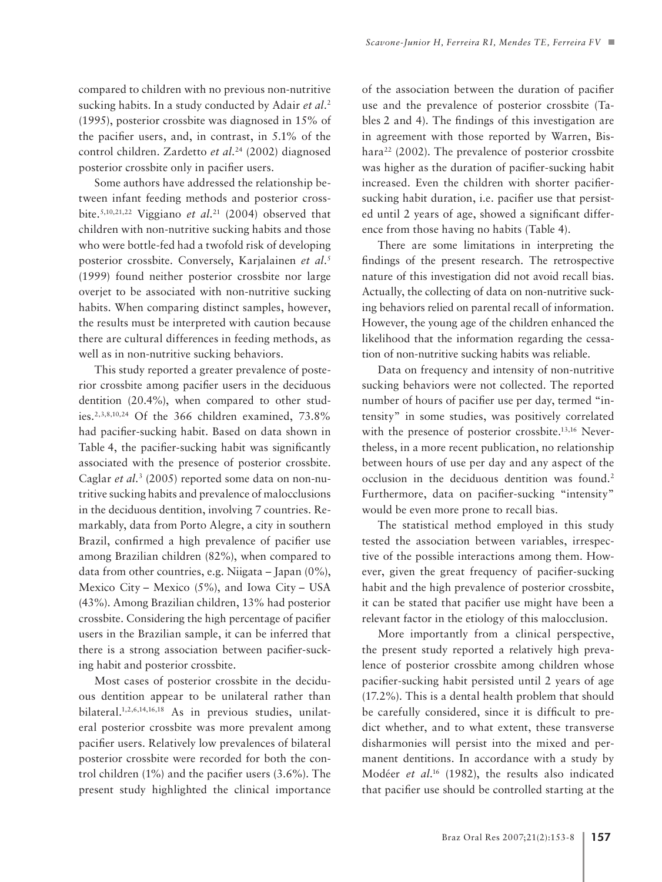compared to children with no previous non-nutritive sucking habits. In a study conducted by Adair *et al.*[2] (1995), posterior crossbite was diagnosed in 15% of the pacifier users, and, in contrast, in 5.1% of the control children. Zardetto *et al.*[24] (2002) diagnosed posterior crossbite only in pacifier users.

Some authors have addressed the relationship between infant feeding methods and posterior crossbite.[5,10,21,22] Viggiano *et al.*[21] (2004) observed that children with non-nutritive sucking habits and those who were bottle-fed had a twofold risk of developing posterior crossbite. Conversely, Karjalainen *et al.*[5] (1999) found neither posterior crossbite nor large overjet to be associated with non-nutritive sucking habits. When comparing distinct samples, however, the results must be interpreted with caution because there are cultural differences in feeding methods, as well as in non-nutritive sucking behaviors.

This study reported a greater prevalence of posterior crossbite among pacifier users in the deciduous dentition (20.4%), when compared to other studies.[2,3,8,10,24] Of the 366 children examined, 73.8% had pacifier-sucking habit. Based on data shown in Table 4, the pacifier-sucking habit was significantly associated with the presence of posterior crossbite. Caglar *et al.*[3] (2005) reported some data on non-nutritive sucking habits and prevalence of malocclusions in the deciduous dentition, involving 7 countries. Remarkably, data from Porto Alegre, a city in southern Brazil, confirmed a high prevalence of pacifier use among Brazilian children (82%), when compared to data from other countries, e.g. Niigata – Japan (0%), Mexico City – Mexico (5%), and Iowa City – USA (43%). Among Brazilian children, 13% had posterior crossbite. Considering the high percentage of pacifier users in the Brazilian sample, it can be inferred that there is a strong association between pacifier-sucking habit and posterior crossbite.

Most cases of posterior crossbite in the deciduous dentition appear to be unilateral rather than bilateral.[1,2,6,14,16,18] As in previous studies, unilateral posterior crossbite was more prevalent among pacifier users. Relatively low prevalences of bilateral posterior crossbite were recorded for both the control children (1%) and the pacifier users (3.6%). The present study highlighted the clinical importance of the association between the duration of pacifier use and the prevalence of posterior crossbite (Tables 2 and 4). The findings of this investigation are in agreement with those reported by Warren, Bishara[22] (2002). The prevalence of posterior crossbite was higher as the duration of pacifier-sucking habit increased. Even the children with shorter pacifier-sucking habit duration, i.e. pacifier use that persisted until 2 years of age, showed a significant difference from those having no habits (Table 4).

There are some limitations in interpreting the findings of the present research. The retrospective nature of this investigation did not avoid recall bias. Actually, the collecting of data on non-nutritive sucking behaviors relied on parental recall of information. However, the young age of the children enhanced the likelihood that the information regarding the cessation of non-nutritive sucking habits was reliable.

Data on frequency and intensity of non-nutritive sucking behaviors were not collected. The reported number of hours of pacifier use per day, termed "intensity" in some studies, was positively correlated with the presence of posterior crossbite.[13,16] Nevertheless, in a more recent publication, no relationship between hours of use per day and any aspect of the occlusion in the deciduous dentition was found.[2] Furthermore, data on pacifier-sucking "intensity" would be even more prone to recall bias.

The statistical method employed in this study tested the association between variables, irrespective of the possible interactions among them. However, given the great frequency of pacifier-sucking habit and the high prevalence of posterior crossbite, it can be stated that pacifier use might have been a relevant factor in the etiology of this malocclusion.

More importantly from a clinical perspective, the present study reported a relatively high prevalence of posterior crossbite among children whose pacifier-sucking habit persisted until 2 years of age (17.2%). This is a dental health problem that should be carefully considered, since it is difficult to predict whether, and to what extent, these transverse disharmonies will persist into the mixed and permanent dentitions. In accordance with a study by Modéer *et al.*[16] (1982), the results also indicated that pacifier use should be controlled starting at the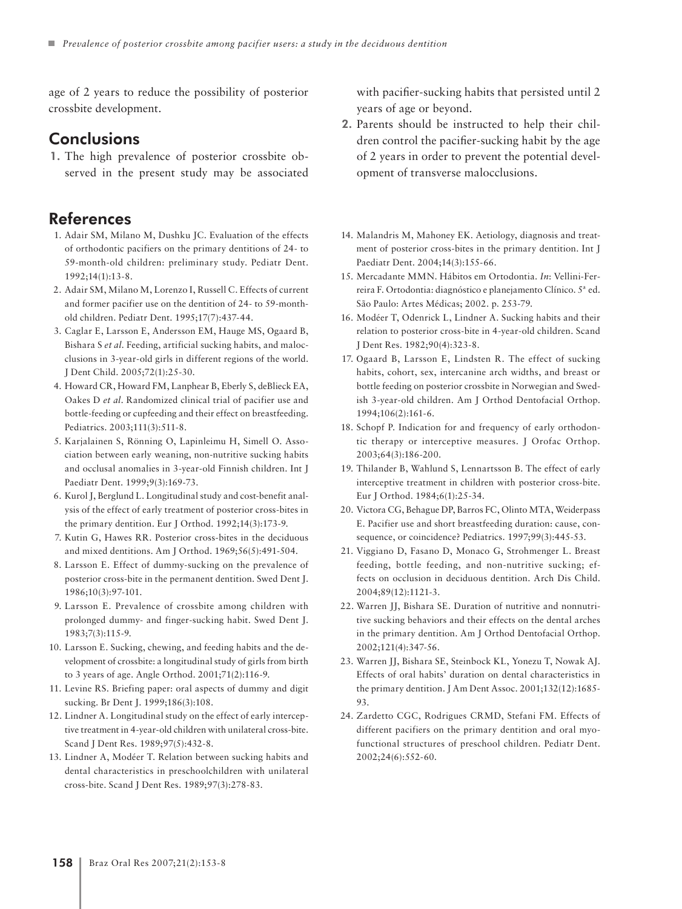age of 2 years to reduce the possibility of posterior crossbite development.

## Conclusions

1. The high prevalence of posterior crossbite observed in the present study may be associated with pacifier-sucking habits that persisted until 2 years of age or beyond.
2. Parents should be instructed to help their children control the pacifier-sucking habit by the age of 2 years in order to prevent the potential development of transverse malocclusions.

## References

1. Adair SM, Milano M, Dushku JC. Evaluation of the effects of orthodontic pacifiers on the primary dentitions of 24- to 59-month-old children: preliminary study. Pediatr Dent. 1992;14(1):13-8.
2. Adair SM, Milano M, Lorenzo I, Russell C. Effects of current and former pacifier use on the dentition of 24- to 59-month-old children. Pediatr Dent. 1995;17(7):437-44.
3. Caglar E, Larsson E, Andersson EM, Hauge MS, Ogaard B, Bishara S *et al.* Feeding, artificial sucking habits, and malocclusions in 3-year-old girls in different regions of the world. J Dent Child. 2005;72(1):25-30.
4. Howard CR, Howard FM, Lanphear B, Eberly S, deBlieck EA, Oakes D *et al.* Randomized clinical trial of pacifier use and bottle-feeding or cupfeeding and their effect on breastfeeding. Pediatrics. 2003;111(3):511-8.
5. Karjalainen S, Rönning O, Lapinleimu H, Simell O. Association between early weaning, non-nutritive sucking habits and occlusal anomalies in 3-year-old Finnish children. Int J Paediatr Dent. 1999;9(3):169-73.
6. Kurol J, Berglund L. Longitudinal study and cost-benefit analysis of the effect of early treatment of posterior cross-bites in the primary dentition. Eur J Orthod. 1992;14(3):173-9.
7. Kutin G, Hawes RR. Posterior cross-bites in the deciduous and mixed dentitions. Am J Orthod. 1969;56(5):491-504.
8. Larsson E. Effect of dummy-sucking on the prevalence of posterior cross-bite in the permanent dentition. Swed Dent J. 1986;10(3):97-101.
9. Larsson E. Prevalence of crossbite among children with prolonged dummy- and finger-sucking habit. Swed Dent J. 1983;7(3):115-9.
10. Larsson E. Sucking, chewing, and feeding habits and the development of crossbite: a longitudinal study of girls from birth to 3 years of age. Angle Orthod. 2001;71(2):116-9.
11. Levine RS. Briefing paper: oral aspects of dummy and digit sucking. Br Dent J. 1999;186(3):108.
12. Lindner A. Longitudinal study on the effect of early interceptive treatment in 4-year-old children with unilateral cross-bite. Scand J Dent Res. 1989;97(5):432-8.
13. Lindner A, Modéer T. Relation between sucking habits and dental characteristics in preschoolchildren with unilateral cross-bite. Scand J Dent Res. 1989;97(3):278-83.
14. Malandris M, Mahoney EK. Aetiology, diagnosis and treatment of posterior cross-bites in the primary dentition. Int J Paediatr Dent. 2004;14(3):155-66.
15. Mercadante MMN. Hábitos em Ortodontia. *In*: Vellini-Ferreira F. Ortodontia: diagnóstico e planejamento Clínico. 5ª ed. São Paulo: Artes Médicas; 2002. p. 253-79.
16. Modéer T, Odenrick L, Lindner A. Sucking habits and their relation to posterior cross-bite in 4-year-old children. Scand J Dent Res. 1982;90(4):323-8.
17. Øgaard B, Larsson E, Lindsten R. The effect of sucking habits, cohort, sex, intercanine arch widths, and breast or bottle feeding on posterior crossbite in Norwegian and Swedish 3-year-old children. Am J Orthod Dentofacial Orthop. 1994;106(2):161-6.
18. Schopf P. Indication for and frequency of early orthodontic therapy or interceptive measures. J Orofac Orthop. 2003;64(3):186-200.
19. Thilander B, Wahlund S, Lennartsson B. The effect of early interceptive treatment in children with posterior cross-bite. Eur J Orthod. 1984;6(1):25-34.
20. Victora CG, Behague DP, Barros FC, Olinto MTA, Weiderpass E. Pacifier use and short breastfeeding duration: cause, consequence, or coincidence? Pediatrics. 1997;99(3):445-53.
21. Viggiano D, Fasano D, Monaco G, Strohmenger L. Breast feeding, bottle feeding, and non-nutritive sucking; effects on occlusion in deciduous dentition. Arch Dis Child. 2004;89(12):1121-3.
22. Warren JJ, Bishara SE. Duration of nutritive and nonnutritive sucking behaviors and their effects on the dental arches in the primary dentition. Am J Orthod Dentofacial Orthop. 2002;121(4):347-56.
23. Warren JJ, Bishara SE, Steinbock KL, Yonezu T, Nowak AJ. Effects of oral habits' duration on dental characteristics in the primary dentition. J Am Dent Assoc. 2001;132(12):1685-93.
24. Zardetto CGC, Rodrigues CRMD, Stefani FM. Effects of different pacifiers on the primary dentition and oral myofunctional structures of preschool children. Pediatr Dent. 2002;24(6):552-60.